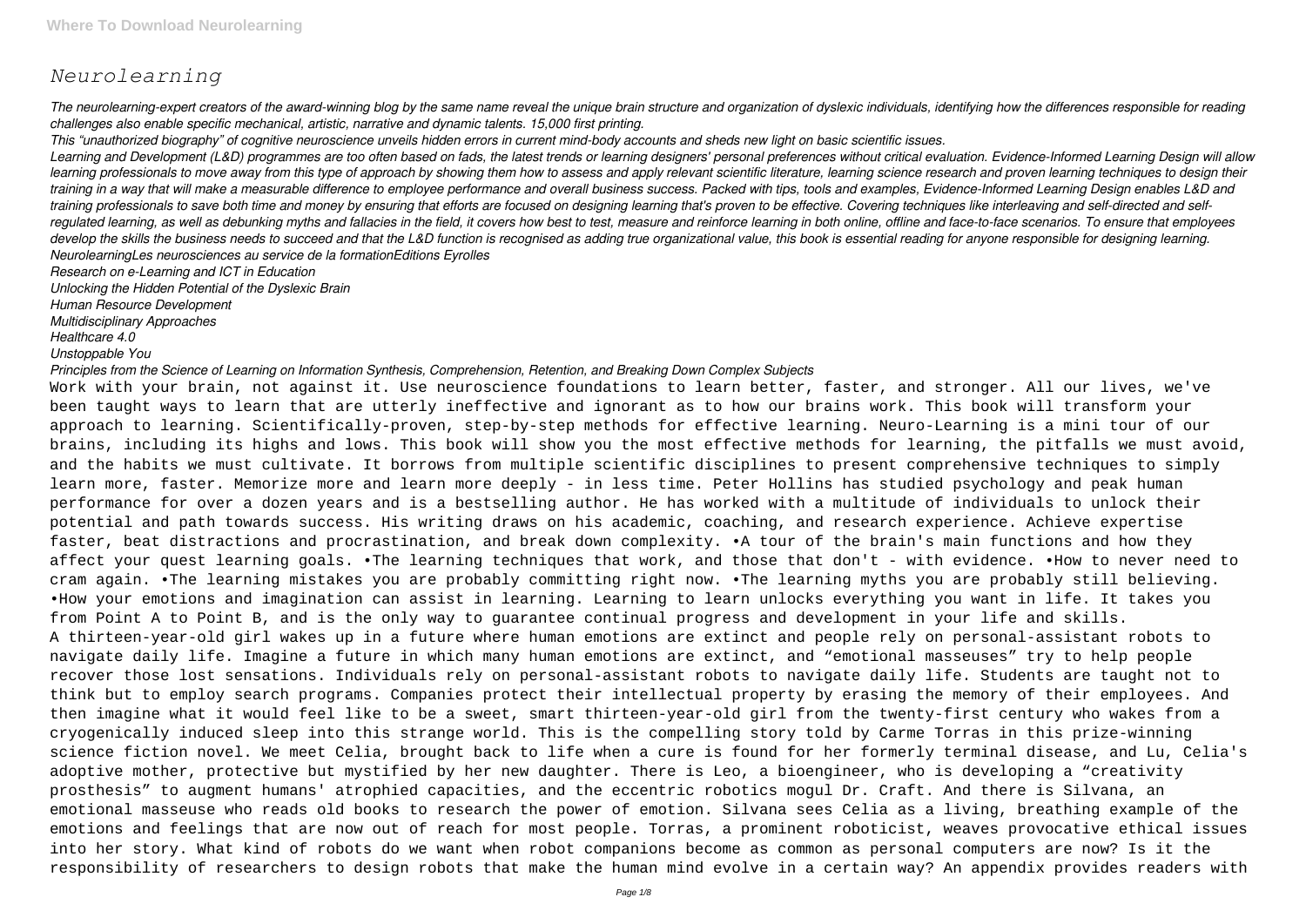# *Neurolearning*

*The neurolearning-expert creators of the award-winning blog by the same name reveal the unique brain structure and organization of dyslexic individuals, identifying how the differences responsible for reading challenges also enable specific mechanical, artistic, narrative and dynamic talents. 15,000 first printing.*

*This "unauthorized biography" of cognitive neuroscience unveils hidden errors in current mind-body accounts and sheds new light on basic scientific issues.*

*Learning and Development (L&D) programmes are too often based on fads, the latest trends or learning designers' personal preferences without critical evaluation. Evidence-Informed Learning Design will allow learning professionals to move away from this type of approach by showing them how to assess and apply relevant scientific literature, learning science research and proven learning techniques to design their training in a way that will make a measurable difference to employee performance and overall business success. Packed with tips, tools and examples, Evidence-Informed Learning Design enables L&D and training professionals to save both time and money by ensuring that efforts are focused on designing learning that's proven to be effective. Covering techniques like interleaving and self-directed and self-regulated learning, as well as debunking myths and fallacies in the field, it covers how best to test, measure and reinforce learning in both online, offline and face-to-face scenarios. To ensure that employees develop the skills the business needs to succeed and that the L&D function is recognised as adding true organizational value, this book is essential reading for anyone responsible for designing learning.*

*NeurolearningLes neurosciences au service de la formationEditions Eyrolles*

*Research on e-Learning and ICT in Education*

*Unlocking the Hidden Potential of the Dyslexic Brain*

*Human Resource Development*

*Multidisciplinary Approaches*

*Healthcare 4.0*

*Unstoppable You*

*Principles from the Science of Learning on Information Synthesis, Comprehension, Retention, and Breaking Down Complex Subjects*

Work with your brain, not against it. Use neuroscience foundations to learn better, faster, and stronger. All our lives, we've been taught ways to learn that are utterly ineffective and ignorant as to how our brains work. This book will transform your approach to learning. Scientifically-proven, step-by-step methods for effective learning. Neuro-Learning is a mini tour of our brains, including its highs and lows. This book will show you the most effective methods for learning, the pitfalls we must avoid, and the habits we must cultivate. It borrows from multiple scientific disciplines to present comprehensive techniques to simply learn more, faster. Memorize more and learn more deeply - in less time. Peter Hollins has studied psychology and peak human performance for over a dozen years and is a bestselling author. He has worked with a multitude of individuals to unlock their potential and path towards success. His writing draws on his academic, coaching, and research experience. Achieve expertise faster, beat distractions and procrastination, and break down complexity. •A tour of the brain's main functions and how they affect your quest learning goals. •The learning techniques that work, and those that don't - with evidence. •How to never need to cram again. •The learning mistakes you are probably committing right now. •The learning myths you are probably still believing. •How your emotions and imagination can assist in learning. Learning to learn unlocks everything you want in life. It takes you from Point A to Point B, and is the only way to guarantee continual progress and development in your life and skills.

A thirteen-year-old girl wakes up in a future where human emotions are extinct and people rely on personal-assistant robots to navigate daily life. Imagine a future in which many human emotions are extinct, and "emotional masseuses" try to help people recover those lost sensations. Individuals rely on personal-assistant robots to navigate daily life. Students are taught not to think but to employ search programs. Companies protect their intellectual property by erasing the memory of their employees. And then imagine what it would feel like to be a sweet, smart thirteen-year-old girl from the twenty-first century who wakes from a cryogenically induced sleep into this strange world. This is the compelling story told by Carme Torras in this prize-winning science fiction novel. We meet Celia, brought back to life when a cure is found for her formerly terminal disease, and Lu, Celia's adoptive mother, protective but mystified by her new daughter. There is Leo, a bioengineer, who is developing a "creativity prosthesis" to augment humans' atrophied capacities, and the eccentric robotics mogul Dr. Craft. And there is Silvana, an emotional masseuse who reads old books to research the power of emotion. Silvana sees Celia as a living, breathing example of the emotions and feelings that are now out of reach for most people. Torras, a prominent roboticist, weaves provocative ethical issues into her story. What kind of robots do we want when robot companions become as common as personal computers are now? Is it the responsibility of researchers to design robots that make the human mind evolve in a certain way? An appendix provides readers with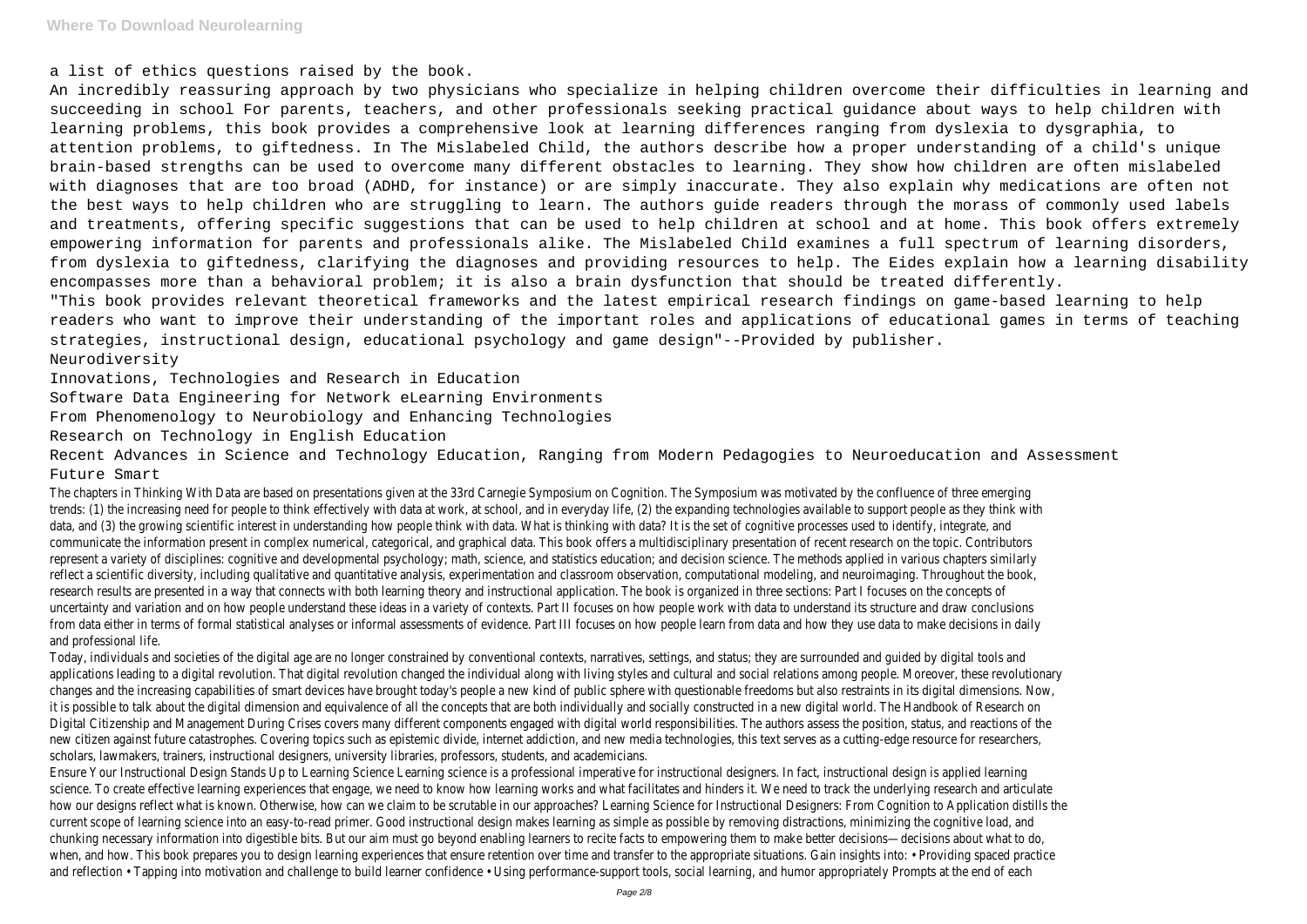a list of ethics questions raised by the book.

An incredibly reassuring approach by two physicians who specialize in helping children overcome their difficulties in learning and succeeding in school For parents, teachers, and other professionals seeking practical guidance about ways to help children with learning problems, this book provides a comprehensive look at learning differences ranging from dyslexia to dysgraphia, to attention problems, to giftedness. In The Mislabeled Child, the authors describe how a proper understanding of a child's unique brain-based strengths can be used to overcome many different obstacles to learning. They show how children are often mislabeled with diagnoses that are too broad (ADHD, for instance) or are simply inaccurate. They also explain why medications are often not the best ways to help children who are struggling to learn. The authors guide readers through the morass of commonly used labels and treatments, offering specific suggestions that can be used to help children at school and at home. This book offers extremely empowering information for parents and professionals alike. The Mislabeled Child examines a full spectrum of learning disorders, from dyslexia to giftedness, clarifying the diagnoses and providing resources to help. The Eides explain how a learning disability encompasses more than a behavioral problem; it is also a brain dysfunction that should be treated differently.

"This book provides relevant theoretical frameworks and the latest empirical research findings on game-based learning to help readers who want to improve their understanding of the important roles and applications of educational games in terms of teaching strategies, instructional design, educational psychology and game design"--Provided by publisher.

Neurodiversity

Innovations, Technologies and Research in Education

Software Data Engineering for Network eLearning Environments

From Phenomenology to Neurobiology and Enhancing Technologies

Research on Technology in English Education

Recent Advances in Science and Technology Education, Ranging from Modern Pedagogies to Neuroeducation and Assessment

Future Smart

The chapters in Thinking With Data are based on presentations given at the 33rd Carnegie Symposium on Cognition. The Symposium was motivated by the confluence of three emerging trends: (1) the increasing need for people to think effectively with data at work, at school, and in everyday life, (2) the expanding technologies available to support people as they think with data, and (3) the growing scientific interest in understanding how people think with data. What is thinking with data? It is the set of cognitive processes used to identify, integrate, and communicate the information present in complex numerical, categorical, and graphical data. This book offers a multidisciplinary presentation of recent research on the topic. Contributors represent a variety of disciplines: cognitive and developmental psychology; math, science, and statistics education; and decision science. The methods applied in various chapters similarly reflect a scientific diversity, including qualitative and quantitative analysis, experimentation and classroom observation, computational modeling, and neuroimaging. Throughout the book, research results are presented in a way that connects with both learning theory and instructional application. The book is organized in three sections: Part I focuses on the concepts of uncertainty and variation and on how people understand these ideas in a variety of contexts. Part II focuses on how people work with data to understand its structure and draw conclusions from data either in terms of formal statistical analyses or informal assessments of evidence. Part III focuses on how people learn from data and how they use data to make decisions in daily and professional life.

Today, individuals and societies of the digital age are no longer constrained by conventional contexts, narratives, settings, and status; they are surrounded and guided by digital tools and applications leading to a digital revolution. That digital revolution changed the individual along with living styles and cultural and social relations among people. Moreover, these revolutionary changes and the increasing capabilities of smart devices have brought today's people a new kind of public sphere with questionable freedoms but also restraints in its digital dimensions. Now, it is possible to talk about the digital dimension and equivalence of all the concepts that are both individually and socially constructed in a new digital world. The Handbook of Research on Digital Citizenship and Management During Crises covers many different components engaged with digital world responsibilities. The authors assess the position, status, and reactions of the new citizen against future catastrophes. Covering topics such as epistemic divide, internet addiction, and new media technologies, this text serves as a cutting-edge resource for researchers, scholars, lawmakers, trainers, instructional designers, university libraries, professors, students, and academicians.

Ensure Your Instructional Design Stands Up to Learning Science Learning science is a professional imperative for instructional designers. In fact, instructional design is applied learning science. To create effective learning experiences that engage, we need to know how learning works and what facilitates and hinders it. We need to track the underlying research and articulate how our designs reflect what is known. Otherwise, how can we claim to be scrutable in our approaches? Learning Science for Instructional Designers: From Cognition to Application distills the current scope of learning science into an easy-to-read primer. Good instructional design makes learning as simple as possible by removing distractions, minimizing the cognitive load, and chunking necessary information into digestible bits. But our aim must go beyond enabling learners to recite facts to empowering them to make better decisions—decisions about what to do, when, and how. This book prepares you to design learning experiences that ensure retention over time and transfer to the appropriate situations. Gain insights into: • Providing spaced practice and reflection • Tapping into motivation and challenge to build learner confidence • Using performance-support tools, social learning, and humor appropriately Prompts at the end of each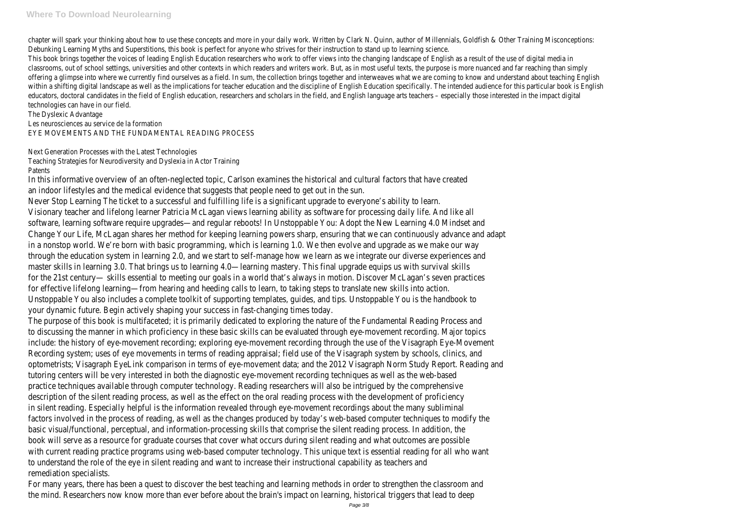chapter will spark your thinking about how to use these concepts and more in your daily work. Written by Clark N. Quinn, author of Millennials, Goldfish & Other Training Misconceptions: Debunking Learning Myths and Superstitions, this book is perfect for anyone who strives for their instruction to stand up to learning science.

This book brings together the voices of leading English Education researchers who work to offer views into the changing landscape of English as a result of the use of digital media in classrooms, out of school settings, universities and other contexts in which readers and writers work. But, as in most useful texts, the purpose is more nuanced and far reaching than simply offering a glimpse into where we currently find ourselves as a field. In sum, the collection brings together and interweaves what we are coming to know and understand about teaching English within a shifting digital landscape as well as the implications for teacher education and the discipline of English Education specifically. The intended audience for this particular book is English educators, doctoral candidates in the field of English education, researchers and scholars in the field, and English language arts teachers – especially those interested in the impact digital technologies can have in our field.

The Dyslexic Advantage

Les neurosciences au service de la formation

EYE MOVEMENTS AND THE FUNDAMENTAL READING PROCESS

Next Generation Processes with the Latest Technologies

Teaching Strategies for Neurodiversity and Dyslexia in Actor Training

Patents

In this informative overview of an often-neglected topic, Carlson examines the historical and cultural factors that have created an indoor lifestyles and the medical evidence that suggests that people need to get out in the sun.

Never Stop Learning The ticket to a successful and fulfilling life is a significant upgrade to everyone's ability to learn. Visionary teacher and lifelong learner Patricia McLagan views learning ability as software for processing daily life. And like all software, learning software require upgrades—and regular reboots! In Unstoppable You: Adopt the New Learning 4.0 Mindset and Change Your Life, McLagan shares her method for keeping learning powers sharp, ensuring that we can continuously advance and adapt in a nonstop world. We're born with basic programming, which is learning 1.0. We then evolve and upgrade as we make our way through the education system in learning 2.0, and we start to self-manage how we learn as we integrate our diverse experiences and master skills in learning 3.0. That brings us to learning 4.0—learning mastery. This final upgrade equips us with survival skills for the 21st century— skills essential to meeting our goals in a world that's always in motion. Discover McLagan's seven practices for effective lifelong learning—from hearing and heeding calls to learn, to taking steps to translate new skills into action. Unstoppable You also includes a complete toolkit of supporting templates, guides, and tips. Unstoppable You is the handbook to your dynamic future. Begin actively shaping your success in fast-changing times today.

The purpose of this book is multifaceted; it is primarily dedicated to exploring the nature of the Fundamental Reading Process and to discussing the manner in which proficiency in these basic skills can be evaluated through eye-movement recording. Major topics include: the history of eye-movement recording; exploring eye-movement recording through the use of the Visagraph Eye-Movement Recording system; uses of eye movements in terms of reading appraisal; field use of the Visagraph system by schools, clinics, and optometrists; Visagraph EyeLink comparison in terms of eye-movement data; and the 2012 Visagraph Norm Study Report. Reading and tutoring centers will be very interested in both the diagnostic eye-movement recording techniques as well as the web-based practice techniques available through computer technology. Reading researchers will also be intrigued by the comprehensive description of the silent reading process, as well as the effect on the oral reading process with the development of proficiency in silent reading. Especially helpful is the information revealed through eye-movement recordings about the many subliminal factors involved in the process of reading, as well as the changes produced by today's web-based computer techniques to modify the basic visual/functional, perceptual, and information-processing skills that comprise the silent reading process. In addition, the book will serve as a resource for graduate courses that cover what occurs during silent reading and what outcomes are possible with current reading practice programs using web-based computer technology. This unique text is essential reading for all who want to understand the role of the eye in silent reading and want to increase their instructional capability as teachers and remediation specialists.

For many years, there has been a quest to discover the best teaching and learning methods in order to strengthen the classroom and the mind. Researchers now know more than ever before about the brain's impact on learning, historical triggers that lead to deep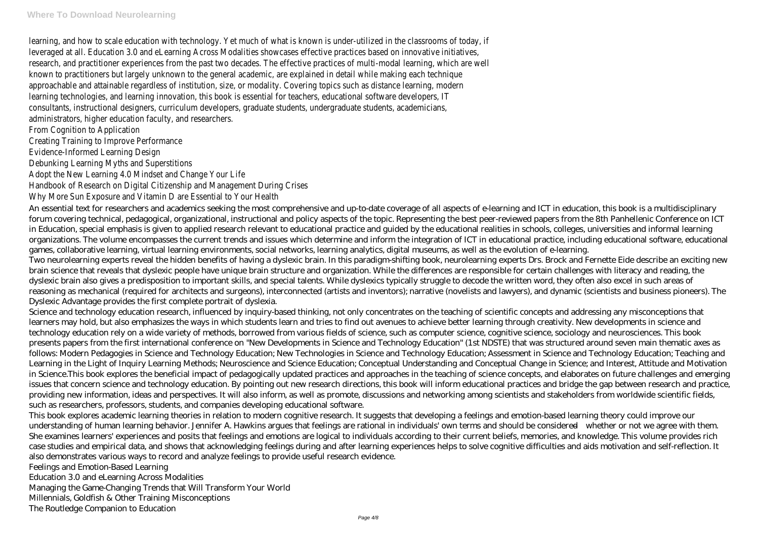learning, and how to scale education with technology. Yet much of what is known is under-utilized in the classrooms of today, if leveraged at all. Education 3.0 and eLearning Across Modalities showcases effective practices based on innovative initiatives, research, and practitioner experiences from the past two decades. The effective practices of multi-modal learning, which are well known to practitioners but largely unknown to the general academic, are explained in detail while making each technique approachable and attainable regardless of institution, size, or modality. Covering topics such as distance learning, modern learning technologies, and learning innovation, this book is essential for teachers, educational software developers, IT consultants, instructional designers, curriculum developers, graduate students, undergraduate students, academicians, administrators, higher education faculty, and researchers.

From Cognition to Application

Creating Training to Improve Performance

Evidence-Informed Learning Design

Debunking Learning Myths and Superstitions

Adopt the New Learning 4.0 Mindset and Change Your Life

Handbook of Research on Digital Citizenship and Management During Crises

Why More Sun Exposure and Vitamin D are Essential to Your Health

An essential text for researchers and academics seeking the most comprehensive and up-to-date coverage of all aspects of e-learning and ICT in education, this book is a multidisciplinary forum covering technical, pedagogical, organizational, instructional and policy aspects of the topic. Representing the best peer-reviewed papers from the 8th Panhellenic Conference on ICT in Education, special emphasis is given to applied research relevant to educational practice and guided by the educational realities in schools, colleges, universities and informal learning organizations. The volume encompasses the current trends and issues which determine and inform the integration of ICT in educational practice, including educational software, educational games, collaborative learning, virtual learning environments, social networks, learning analytics, digital museums, as well as the evolution of e-learning.

Two neurolearning experts reveal the hidden benefits of having a dyslexic brain. In this paradigm-shifting book, neurolearning experts Drs. Brock and Fernette Eide describe an exciting new brain science that reveals that dyslexic people have unique brain structure and organization. While the differences are responsible for certain challenges with literacy and reading, the dyslexic brain also gives a predisposition to important skills, and special talents. While dyslexics typically struggle to decode the written word, they often also excel in such areas of reasoning as mechanical (required for architects and surgeons), interconnected (artists and inventors); narrative (novelists and lawyers), and dynamic (scientists and business pioneers). The Dyslexic Advantage provides the first complete portrait of dyslexia.

Science and technology education research, influenced by inquiry-based thinking, not only concentrates on the teaching of scientific concepts and addressing any misconceptions that learners may hold, but also emphasizes the ways in which students learn and tries to find out avenues to achieve better learning through creativity. New developments in science and technology education rely on a wide variety of methods, borrowed from various fields of science, such as computer science, cognitive science, sociology and neurosciences. This book presents papers from the first international conference on "New Developments in Science and Technology Education" (1st NDSTE) that was structured around seven main thematic axes as follows: Modern Pedagogies in Science and Technology Education; New Technologies in Science and Technology Education; Assessment in Science and Technology Education; Teaching and Learning in the Light of Inquiry Learning Methods; Neuroscience and Science Education; Conceptual Understanding and Conceptual Change in Science; and Interest, Attitude and Motivation in Science.This book explores the beneficial impact of pedagogically updated practices and approaches in the teaching of science concepts, and elaborates on future challenges and emerging issues that concern science and technology education. By pointing out new research directions, this book will inform educational practices and bridge the gap between research and practice, providing new information, ideas and perspectives. It will also inform, as well as promote, discussions and networking among scientists and stakeholders from worldwide scientific fields, such as researchers, professors, students, and companies developing educational software.

This book explores academic learning theories in relation to modern cognitive research. It suggests that developing a feelings and emotion-based learning theory could improve our understanding of human learning behavior. Jennifer A. Hawkins argues that feelings are rational in individuals' own terms and should be considered—whether or not we agree with them. She examines learners' experiences and posits that feelings and emotions are logical to individuals according to their current beliefs, memories, and knowledge. This volume provides rich case studies and empirical data, and shows that acknowledging feelings during and after learning experiences helps to solve cognitive difficulties and aids motivation and self-reflection. It also demonstrates various ways to record and analyze feelings to provide useful research evidence.

Feelings and Emotion-Based Learning

Education 3.0 and eLearning Across Modalities

Managing the Game-Changing Trends that Will Transform Your World

Millennials, Goldfish & Other Training Misconceptions

The Routledge Companion to Education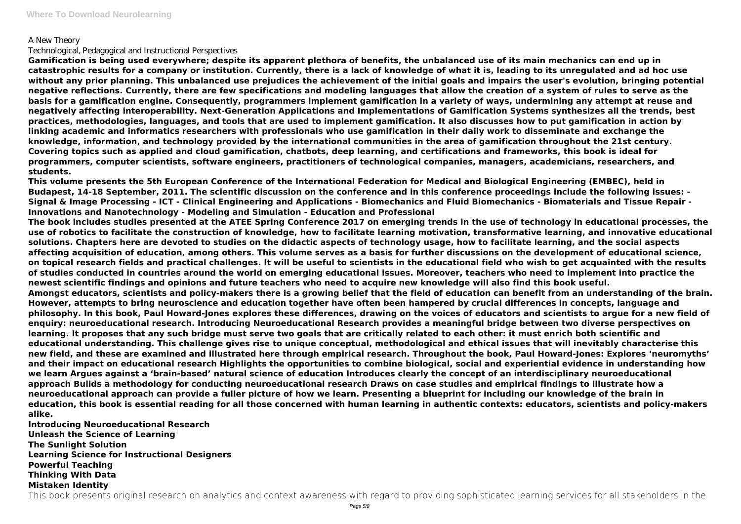A New Theory

Technological, Pedagogical and Instructional Perspectives

**Gamification is being used everywhere; despite its apparent plethora of benefits, the unbalanced use of its main mechanics can end up in catastrophic results for a company or institution. Currently, there is a lack of knowledge of what it is, leading to its unregulated and ad hoc use without any prior planning. This unbalanced use prejudices the achievement of the initial goals and impairs the user's evolution, bringing potential negative reflections. Currently, there are few specifications and modeling languages that allow the creation of a system of rules to serve as the basis for a gamification engine. Consequently, programmers implement gamification in a variety of ways, undermining any attempt at reuse and negatively affecting interoperability. Next-Generation Applications and Implementations of Gamification Systems synthesizes all the trends, best practices, methodologies, languages, and tools that are used to implement gamification. It also discusses how to put gamification in action by linking academic and informatics researchers with professionals who use gamification in their daily work to disseminate and exchange the knowledge, information, and technology provided by the international communities in the area of gamification throughout the 21st century. Covering topics such as applied and cloud gamification, chatbots, deep learning, and certifications and frameworks, this book is ideal for programmers, computer scientists, software engineers, practitioners of technological companies, managers, academicians, researchers, and students.**

**This volume presents the 5th European Conference of the International Federation for Medical and Biological Engineering (EMBEC), held in Budapest, 14-18 September, 2011. The scientific discussion on the conference and in this conference proceedings include the following issues: - Signal & Image Processing - ICT - Clinical Engineering and Applications - Biomechanics and Fluid Biomechanics - Biomaterials and Tissue Repair - Innovations and Nanotechnology - Modeling and Simulation - Education and Professional**

**The book includes studies presented at the ATEE Spring Conference 2017 on emerging trends in the use of technology in educational processes, the use of robotics to facilitate the construction of knowledge, how to facilitate learning motivation, transformative learning, and innovative educational solutions. Chapters here are devoted to studies on the didactic aspects of technology usage, how to facilitate learning, and the social aspects affecting acquisition of education, among others. This volume serves as a basis for further discussions on the development of educational science, on topical research fields and practical challenges. It will be useful to scientists in the educational field who wish to get acquainted with the results of studies conducted in countries around the world on emerging educational issues. Moreover, teachers who need to implement into practice the newest scientific findings and opinions and future teachers who need to acquire new knowledge will also find this book useful.**

**Amongst educators, scientists and policy-makers there is a growing belief that the field of education can benefit from an understanding of the brain. However, attempts to bring neuroscience and education together have often been hampered by crucial differences in concepts, language and philosophy. In this book, Paul Howard-Jones explores these differences, drawing on the voices of educators and scientists to argue for a new field of enquiry: neuroeducational research. Introducing Neuroeducational Research provides a meaningful bridge between two diverse perspectives on learning. It proposes that any such bridge must serve two goals that are critically related to each other: it must enrich both scientific and educational understanding. This challenge gives rise to unique conceptual, methodological and ethical issues that will inevitably characterise this new field, and these are examined and illustrated here through empirical research. Throughout the book, Paul Howard-Jones: Explores 'neuromyths' and their impact on educational research Highlights the opportunities to combine biological, social and experiential evidence in understanding how we learn Argues against a 'brain-based' natural science of education Introduces clearly the concept of an interdisciplinary neuroeducational approach Builds a methodology for conducting neuroeducational research Draws on case studies and empirical findings to illustrate how a neuroeducational approach can provide a fuller picture of how we learn. Presenting a blueprint for including our knowledge of the brain in education, this book is essential reading for all those concerned with human learning in authentic contexts: educators, scientists and policy-makers alike.**

**Introducing Neuroeducational Research**
**Unleash the Science of Learning**
**The Sunlight Solution**
**Learning Science for Instructional Designers**
**Powerful Teaching**
**Thinking With Data**
**Mistaken Identity**

This book presents original research on analytics and context awareness with regard to providing sophisticated learning services for all stakeholders in the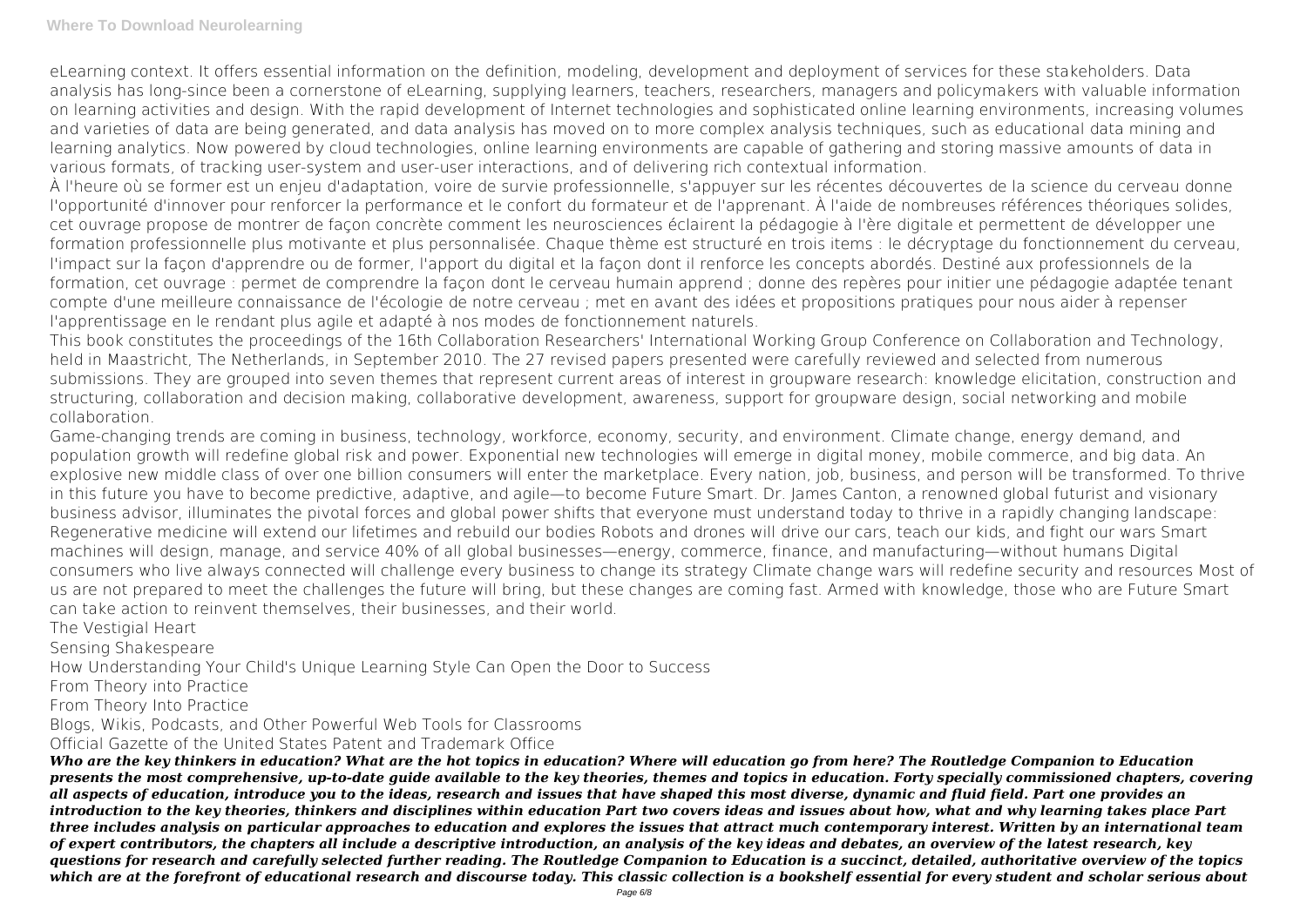eLearning context. It offers essential information on the definition, modeling, development and deployment of services for these stakeholders. Data analysis has long-since been a cornerstone of eLearning, supplying learners, teachers, researchers, managers and policymakers with valuable information on learning activities and design. With the rapid development of Internet technologies and sophisticated online learning environments, increasing volumes and varieties of data are being generated, and data analysis has moved on to more complex analysis techniques, such as educational data mining and learning analytics. Now powered by cloud technologies, online learning environments are capable of gathering and storing massive amounts of data in various formats, of tracking user-system and user-user interactions, and of delivering rich contextual information.

À l'heure où se former est un enjeu d'adaptation, voire de survie professionnelle, s'appuyer sur les récentes découvertes de la science du cerveau donne l'opportunité d'innover pour renforcer la performance et le confort du formateur et de l'apprenant. À l'aide de nombreuses références théoriques solides, cet ouvrage propose de montrer de façon concrète comment les neurosciences éclairent la pédagogie à l'ère digitale et permettent de développer une formation professionnelle plus motivante et plus personnalisée. Chaque thème est structuré en trois items : le décryptage du fonctionnement du cerveau, l'impact sur la façon d'apprendre ou de former, l'apport du digital et la façon dont il renforce les concepts abordés. Destiné aux professionnels de la formation, cet ouvrage : permet de comprendre la façon dont le cerveau humain apprend ; donne des repères pour initier une pédagogie adaptée tenant compte d'une meilleure connaissance de l'écologie de notre cerveau ; met en avant des idées et propositions pratiques pour nous aider à repenser l'apprentissage en le rendant plus agile et adapté à nos modes de fonctionnement naturels.

This book constitutes the proceedings of the 16th Collaboration Researchers' International Working Group Conference on Collaboration and Technology, held in Maastricht, The Netherlands, in September 2010. The 27 revised papers presented were carefully reviewed and selected from numerous submissions. They are grouped into seven themes that represent current areas of interest in groupware research: knowledge elicitation, construction and structuring, collaboration and decision making, collaborative development, awareness, support for groupware design, social networking and mobile collaboration.

Game-changing trends are coming in business, technology, workforce, economy, security, and environment. Climate change, energy demand, and population growth will redefine global risk and power. Exponential new technologies will emerge in digital money, mobile commerce, and big data. An explosive new middle class of over one billion consumers will enter the marketplace. Every nation, job, business, and person will be transformed. To thrive in this future you have to become predictive, adaptive, and agile—to become Future Smart. Dr. James Canton, a renowned global futurist and visionary business advisor, illuminates the pivotal forces and global power shifts that everyone must understand today to thrive in a rapidly changing landscape: Regenerative medicine will extend our lifetimes and rebuild our bodies Robots and drones will drive our cars, teach our kids, and fight our wars Smart machines will design, manage, and service 40% of all global businesses—energy, commerce, finance, and manufacturing—without humans Digital consumers who live always connected will challenge every business to change its strategy Climate change wars will redefine security and resources Most of us are not prepared to meet the challenges the future will bring, but these changes are coming fast. Armed with knowledge, those who are Future Smart can take action to reinvent themselves, their businesses, and their world.

The Vestigial Heart

Sensing Shakespeare

How Understanding Your Child's Unique Learning Style Can Open the Door to Success

From Theory into Practice

From Theory Into Practice

Blogs, Wikis, Podcasts, and Other Powerful Web Tools for Classrooms

Official Gazette of the United States Patent and Trademark Office

***Who are the key thinkers in education? What are the hot topics in education? Where will education go from here? The Routledge Companion to Education presents the most comprehensive, up-to-date guide available to the key theories, themes and topics in education. Forty specially commissioned chapters, covering all aspects of education, introduce you to the ideas, research and issues that have shaped this most diverse, dynamic and fluid field. Part one provides an introduction to the key theories, thinkers and disciplines within education Part two covers ideas and issues about how, what and why learning takes place Part three includes analysis on particular approaches to education and explores the issues that attract much contemporary interest. Written by an international team of expert contributors, the chapters all include a descriptive introduction, an analysis of the key ideas and debates, an overview of the latest research, key questions for research and carefully selected further reading. The Routledge Companion to Education is a succinct, detailed, authoritative overview of the topics which are at the forefront of educational research and discourse today. This classic collection is a bookshelf essential for every student and scholar serious about***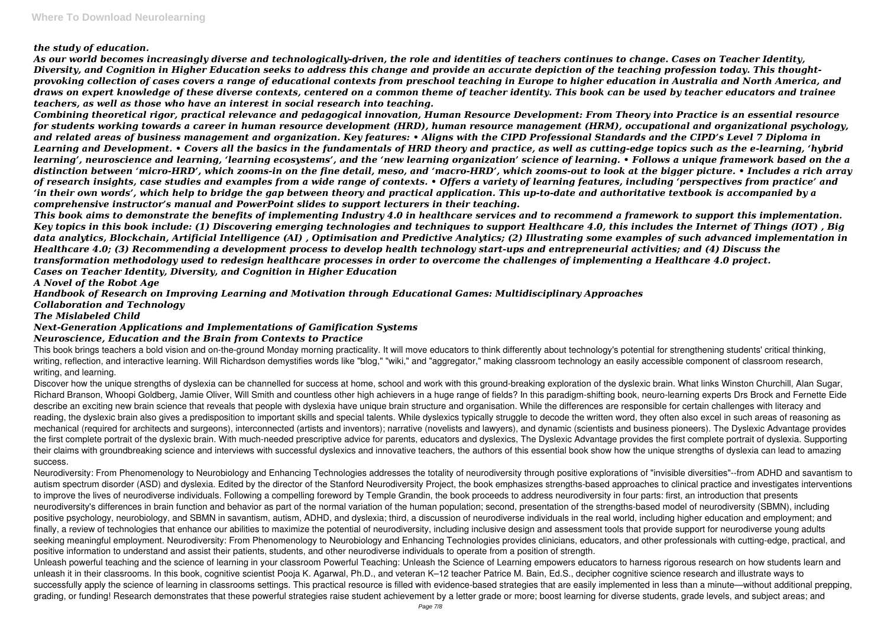*the study of education.*

*As our world becomes increasingly diverse and technologically-driven, the role and identities of teachers continues to change. Cases on Teacher Identity, Diversity, and Cognition in Higher Education seeks to address this change and provide an accurate depiction of the teaching profession today. This thought-provoking collection of cases covers a range of educational contexts from preschool teaching in Europe to higher education in Australia and North America, and draws on expert knowledge of these diverse contexts, centered on a common theme of teacher identity. This book can be used by teacher educators and trainee teachers, as well as those who have an interest in social research into teaching.*

*Combining theoretical rigor, practical relevance and pedagogical innovation, Human Resource Development: From Theory into Practice is an essential resource for students working towards a career in human resource development (HRD), human resource management (HRM), occupational and organizational psychology, and related areas of business management and organization. Key features: • Aligns with the CIPD Professional Standards and the CIPD's Level 7 Diploma in Learning and Development. • Covers all the basics in the fundamentals of HRD theory and practice, as well as cutting-edge topics such as the e-learning, 'hybrid learning', neuroscience and learning, 'learning ecosystems', and the 'new learning organization' science of learning. • Follows a unique framework based on the a distinction between 'micro-HRD', which zooms-in on the fine detail, meso, and 'macro-HRD', which zooms-out to look at the bigger picture. • Includes a rich array of research insights, case studies and examples from a wide range of contexts. • Offers a variety of learning features, including 'perspectives from practice' and 'in their own words', which help to bridge the gap between theory and practical application. This up-to-date and authoritative textbook is accompanied by a comprehensive instructor's manual and PowerPoint slides to support lecturers in their teaching.*

*This book aims to demonstrate the benefits of implementing Industry 4.0 in healthcare services and to recommend a framework to support this implementation. Key topics in this book include: (1) Discovering emerging technologies and techniques to support Healthcare 4.0, this includes the Internet of Things (IOT) , Big data analytics, Blockchain, Artificial Intelligence (AI) , Optimisation and Predictive Analytics; (2) Illustrating some examples of such advanced implementation in Healthcare 4.0; (3) Recommending a development process to develop health technology start-ups and entrepreneurial activities; and (4) Discuss the transformation methodology used to redesign healthcare processes in order to overcome the challenges of implementing a Healthcare 4.0 project.*

*Cases on Teacher Identity, Diversity, and Cognition in Higher Education*

*A Novel of the Robot Age*

*Handbook of Research on Improving Learning and Motivation through Educational Games: Multidisciplinary Approaches*

*Collaboration and Technology*

*The Mislabeled Child*

*Next-Generation Applications and Implementations of Gamification Systems*

*Neuroscience, Education and the Brain from Contexts to Practice*

This book brings teachers a bold vision and on-the-ground Monday morning practicality. It will move educators to think differently about technology's potential for strengthening students' critical thinking, writing, reflection, and interactive learning. Will Richardson demystifies words like "blog," "wiki," and "aggregator," making classroom technology an easily accessible component of classroom research, writing, and learning.

Discover how the unique strengths of dyslexia can be channelled for success at home, school and work with this ground-breaking exploration of the dyslexic brain. What links Winston Churchill, Alan Sugar, Richard Branson, Whoopi Goldberg, Jamie Oliver, Will Smith and countless other high achievers in a huge range of fields? In this paradigm-shifting book, neuro-learning experts Drs Brock and Fernette Eide describe an exciting new brain science that reveals that people with dyslexia have unique brain structure and organisation. While the differences are responsible for certain challenges with literacy and reading, the dyslexic brain also gives a predisposition to important skills and special talents. While dyslexics typically struggle to decode the written word, they often also excel in such areas of reasoning as mechanical (required for architects and surgeons), interconnected (artists and inventors); narrative (novelists and lawyers), and dynamic (scientists and business pioneers). The Dyslexic Advantage provides the first complete portrait of the dyslexic brain. With much-needed prescriptive advice for parents, educators and dyslexics, The Dyslexic Advantage provides the first complete portrait of dyslexia. Supporting their claims with groundbreaking science and interviews with successful dyslexics and innovative teachers, the authors of this essential book show how the unique strengths of dyslexia can lead to amazing success.

Neurodiversity: From Phenomenology to Neurobiology and Enhancing Technologies addresses the totality of neurodiversity through positive explorations of "invisible diversities"--from ADHD and savantism to autism spectrum disorder (ASD) and dyslexia. Edited by the director of the Stanford Neurodiversity Project, the book emphasizes strengths-based approaches to clinical practice and investigates interventions to improve the lives of neurodiverse individuals. Following a compelling foreword by Temple Grandin, the book proceeds to address neurodiversity in four parts: first, an introduction that presents neurodiversity's differences in brain function and behavior as part of the normal variation of the human population; second, presentation of the strengths-based model of neurodiversity (SBMN), including positive psychology, neurobiology, and SBMN in savantism, autism, ADHD, and dyslexia; third, a discussion of neurodiverse individuals in the real world, including higher education and employment; and finally, a review of technologies that enhance our abilities to maximize the potential of neurodiversity, including inclusive design and assessment tools that provide support for neurodiverse young adults seeking meaningful employment. Neurodiversity: From Phenomenology to Neurobiology and Enhancing Technologies provides clinicians, educators, and other professionals with cutting-edge, practical, and positive information to understand and assist their patients, students, and other neurodiverse individuals to operate from a position of strength.

Unleash powerful teaching and the science of learning in your classroom Powerful Teaching: Unleash the Science of Learning empowers educators to harness rigorous research on how students learn and unleash it in their classrooms. In this book, cognitive scientist Pooja K. Agarwal, Ph.D., and veteran K–12 teacher Patrice M. Bain, Ed.S., decipher cognitive science research and illustrate ways to successfully apply the science of learning in classrooms settings. This practical resource is filled with evidence-based strategies that are easily implemented in less than a minute—without additional prepping, grading, or funding! Research demonstrates that these powerful strategies raise student achievement by a letter grade or more; boost learning for diverse students, grade levels, and subject areas; and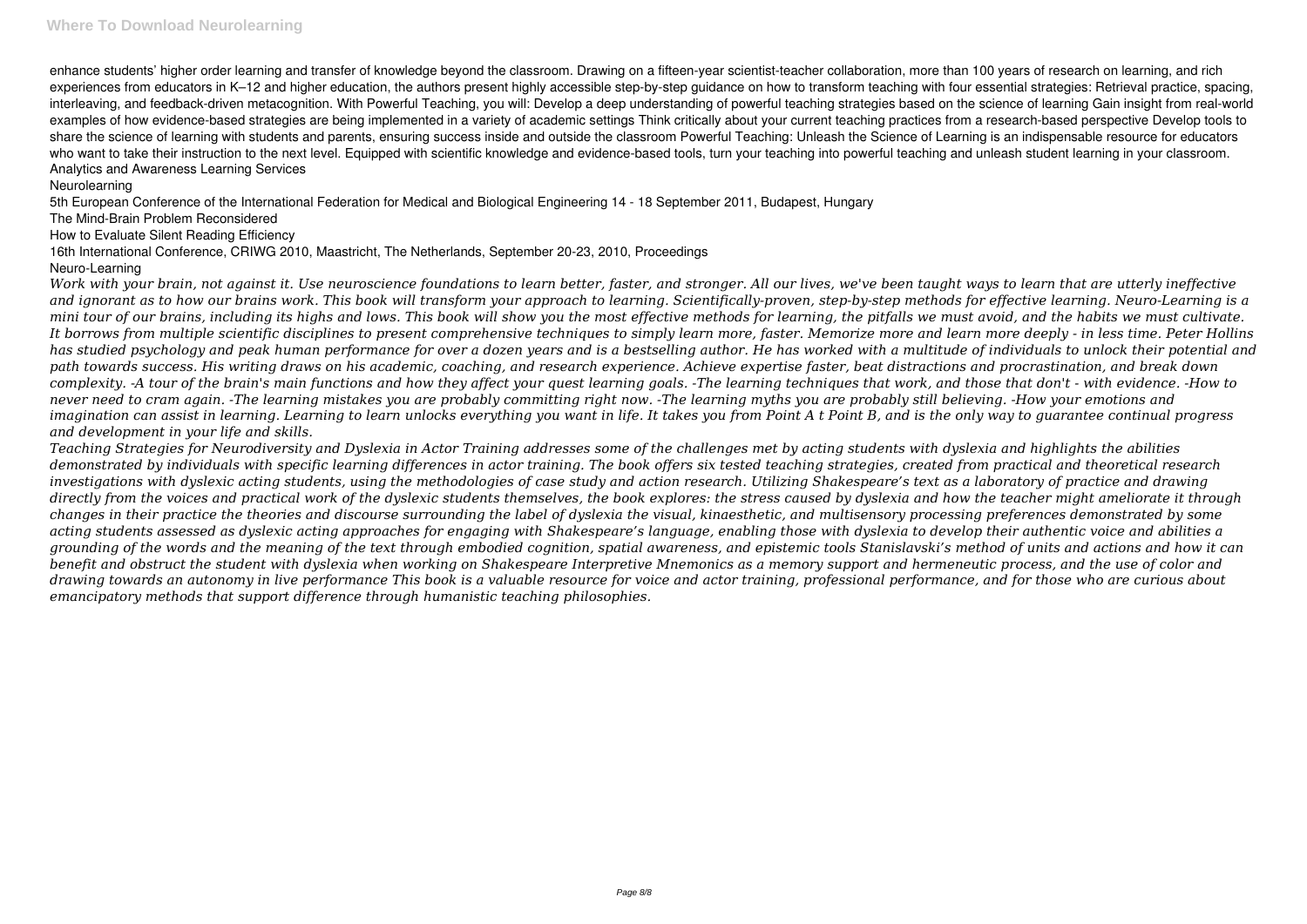enhance students' higher order learning and transfer of knowledge beyond the classroom. Drawing on a fifteen-year scientist-teacher collaboration, more than 100 years of research on learning, and rich experiences from educators in K–12 and higher education, the authors present highly accessible step-by-step guidance on how to transform teaching with four essential strategies: Retrieval practice, spacing, interleaving, and feedback-driven metacognition. With Powerful Teaching, you will: Develop a deep understanding of powerful teaching strategies based on the science of learning Gain insight from real-world examples of how evidence-based strategies are being implemented in a variety of academic settings Think critically about your current teaching practices from a research-based perspective Develop tools to share the science of learning with students and parents, ensuring success inside and outside the classroom Powerful Teaching: Unleash the Science of Learning is an indispensable resource for educators who want to take their instruction to the next level. Equipped with scientific knowledge and evidence-based tools, turn your teaching into powerful teaching and unleash student learning in your classroom.

Analytics and Awareness Learning Services

Neurolearning

5th European Conference of the International Federation for Medical and Biological Engineering 14 - 18 September 2011, Budapest, Hungary

The Mind-Brain Problem Reconsidered

How to Evaluate Silent Reading Efficiency

16th International Conference, CRIWG 2010, Maastricht, The Netherlands, September 20-23, 2010, Proceedings

Neuro-Learning

*Work with your brain, not against it. Use neuroscience foundations to learn better, faster, and stronger. All our lives, we've been taught ways to learn that are utterly ineffective and ignorant as to how our brains work. This book will transform your approach to learning. Scientifically-proven, step-by-step methods for effective learning. Neuro-Learning is a mini tour of our brains, including its highs and lows. This book will show you the most effective methods for learning, the pitfalls we must avoid, and the habits we must cultivate. It borrows from multiple scientific disciplines to present comprehensive techniques to simply learn more, faster. Memorize more and learn more deeply - in less time. Peter Hollins has studied psychology and peak human performance for over a dozen years and is a bestselling author. He has worked with a multitude of individuals to unlock their potential and path towards success. His writing draws on his academic, coaching, and research experience. Achieve expertise faster, beat distractions and procrastination, and break down complexity. -A tour of the brain's main functions and how they affect your quest learning goals. -The learning techniques that work, and those that don't - with evidence. -How to never need to cram again. -The learning mistakes you are probably committing right now. -The learning myths you are probably still believing. -How your emotions and imagination can assist in learning. Learning to learn unlocks everything you want in life. It takes you from Point A t Point B, and is the only way to guarantee continual progress and development in your life and skills.*

*Teaching Strategies for Neurodiversity and Dyslexia in Actor Training addresses some of the challenges met by acting students with dyslexia and highlights the abilities demonstrated by individuals with specific learning differences in actor training. The book offers six tested teaching strategies, created from practical and theoretical research investigations with dyslexic acting students, using the methodologies of case study and action research. Utilizing Shakespeare's text as a laboratory of practice and drawing directly from the voices and practical work of the dyslexic students themselves, the book explores: the stress caused by dyslexia and how the teacher might ameliorate it through changes in their practice the theories and discourse surrounding the label of dyslexia the visual, kinaesthetic, and multisensory processing preferences demonstrated by some acting students assessed as dyslexic acting approaches for engaging with Shakespeare's language, enabling those with dyslexia to develop their authentic voice and abilities a grounding of the words and the meaning of the text through embodied cognition, spatial awareness, and epistemic tools Stanislavski's method of units and actions and how it can benefit and obstruct the student with dyslexia when working on Shakespeare Interpretive Mnemonics as a memory support and hermeneutic process, and the use of color and drawing towards an autonomy in live performance This book is a valuable resource for voice and actor training, professional performance, and for those who are curious about emancipatory methods that support difference through humanistic teaching philosophies.*